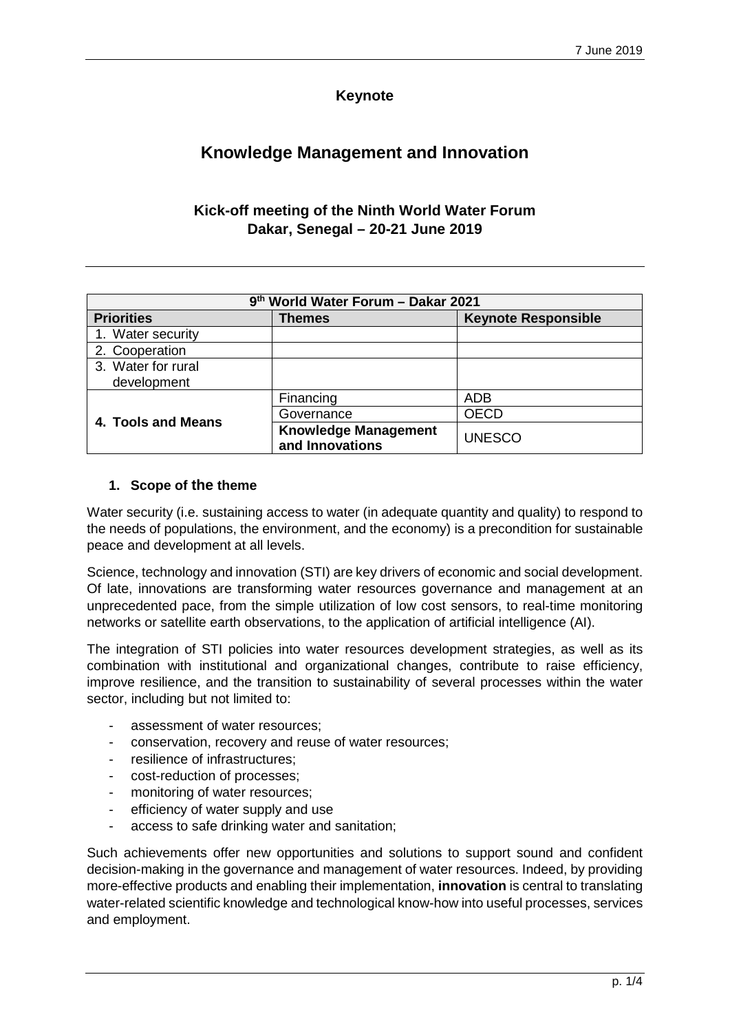7 June 2019

**Keynote**

# Knowledge Management and Innovation

## Kick-off meeting of the Ninth World Water Forum
## Dakar, Senegal – 20-21 June 2019

| 9th World Water Forum – Dakar 2021 | | |
|---|---|---|
| **Priorities** | **Themes** | **Keynote Responsible** |
| 1. Water security | | |
| 2. Cooperation | | |
| 3. Water for rural development | | |
| **4. Tools and Means** | Financing | ADB |
| | Governance | OECD |
| | **Knowledge Management and Innovations** | UNESCO |

### 1. Scope of the theme

Water security (i.e. sustaining access to water (in adequate quantity and quality) to respond to the needs of populations, the environment, and the economy) is a precondition for sustainable peace and development at all levels.

Science, technology and innovation (STI) are key drivers of economic and social development. Of late, innovations are transforming water resources governance and management at an unprecedented pace, from the simple utilization of low cost sensors, to real-time monitoring networks or satellite earth observations, to the application of artificial intelligence (AI).

The integration of STI policies into water resources development strategies, as well as its combination with institutional and organizational changes, contribute to raise efficiency, improve resilience, and the transition to sustainability of several processes within the water sector, including but not limited to:

- assessment of water resources;
- conservation, recovery and reuse of water resources;
- resilience of infrastructures;
- cost-reduction of processes;
- monitoring of water resources;
- efficiency of water supply and use
- access to safe drinking water and sanitation;

Such achievements offer new opportunities and solutions to support sound and confident decision-making in the governance and management of water resources. Indeed, by providing more-effective products and enabling their implementation, **innovation** is central to translating water-related scientific knowledge and technological know-how into useful processes, services and employment.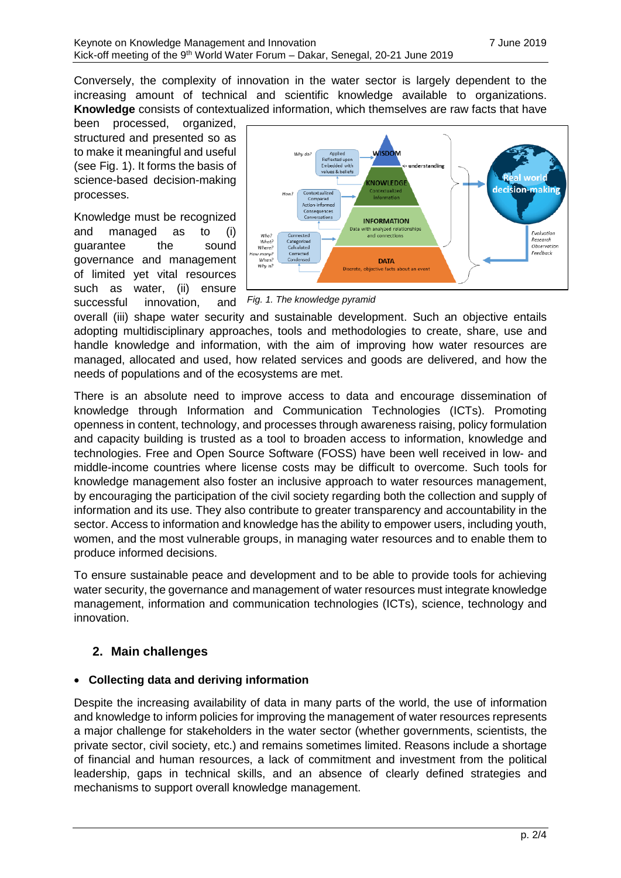Conversely, the complexity of innovation in the water sector is largely dependent to the increasing amount of technical and scientific knowledge available to organizations. **Knowledge** consists of contextualized information, which themselves are raw facts that have been processed, organized, structured and presented so as to make it meaningful and useful (see Fig. 1). It forms the basis of science-based decision-making processes.

*Fig. 1. The knowledge pyramid*

Knowledge must be recognized and managed as to (i) guarantee the sound governance and management of limited yet vital resources such as water, (ii) ensure successful innovation, and overall (iii) shape water security and sustainable development. Such an objective entails adopting multidisciplinary approaches, tools and methodologies to create, share, use and handle knowledge and information, with the aim of improving how water resources are managed, allocated and used, how related services and goods are delivered, and how the needs of populations and of the ecosystems are met.

There is an absolute need to improve access to data and encourage dissemination of knowledge through Information and Communication Technologies (ICTs). Promoting openness in content, technology, and processes through awareness raising, policy formulation and capacity building is trusted as a tool to broaden access to information, knowledge and technologies. Free and Open Source Software (FOSS) have been well received in low- and middle-income countries where license costs may be difficult to overcome. Such tools for knowledge management also foster an inclusive approach to water resources management, by encouraging the participation of the civil society regarding both the collection and supply of information and its use. They also contribute to greater transparency and accountability in the sector. Access to information and knowledge has the ability to empower users, including youth, women, and the most vulnerable groups, in managing water resources and to enable them to produce informed decisions.

To ensure sustainable peace and development and to be able to provide tools for achieving water security, the governance and management of water resources must integrate knowledge management, information and communication technologies (ICTs), science, technology and innovation.

## 2. Main challenges

- **Collecting data and deriving information**

Despite the increasing availability of data in many parts of the world, the use of information and knowledge to inform policies for improving the management of water resources represents a major challenge for stakeholders in the water sector (whether governments, scientists, the private sector, civil society, etc.) and remains sometimes limited. Reasons include a shortage of financial and human resources, a lack of commitment and investment from the political leadership, gaps in technical skills, and an absence of clearly defined strategies and mechanisms to support overall knowledge management.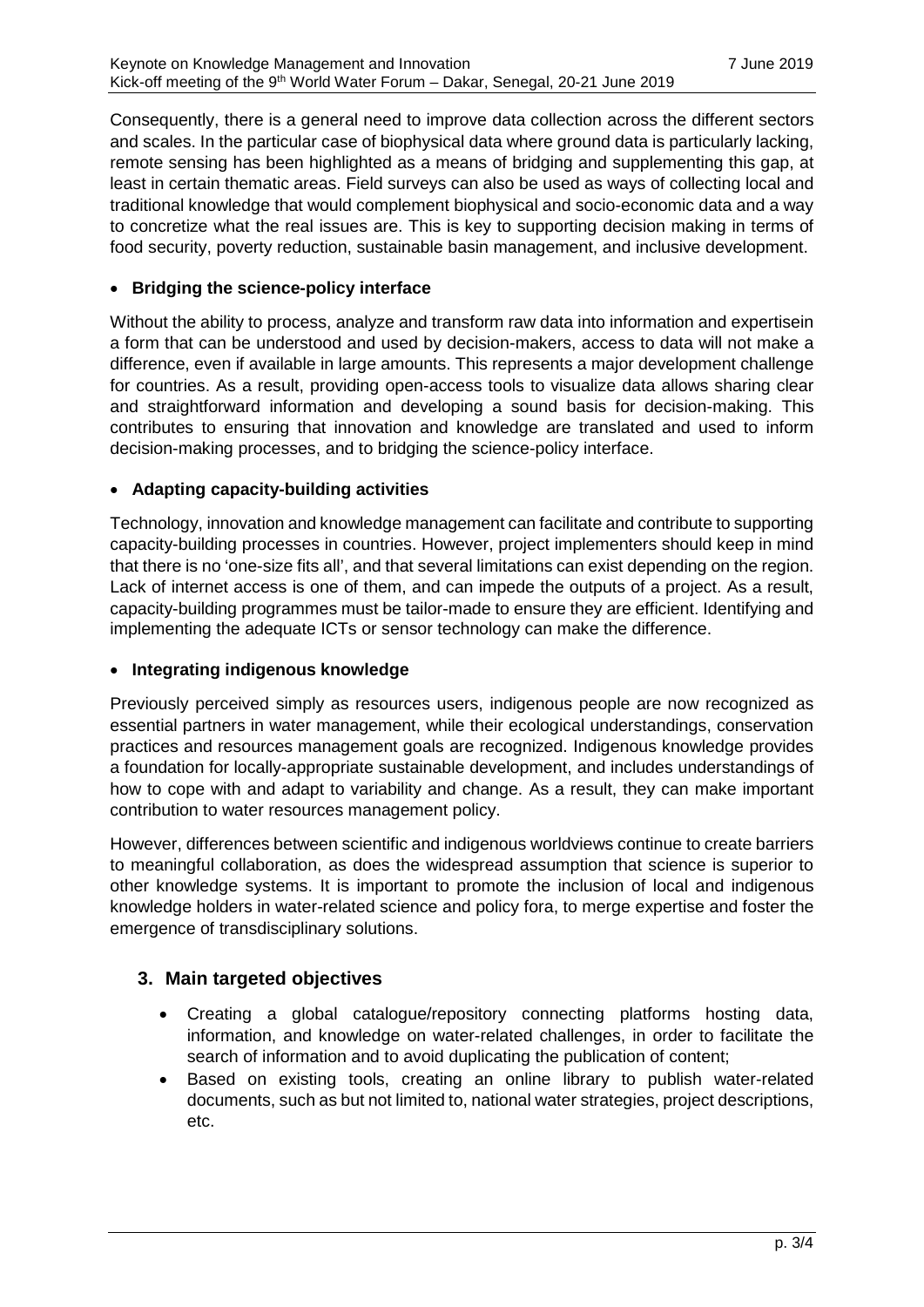Consequently, there is a general need to improve data collection across the different sectors and scales. In the particular case of biophysical data where ground data is particularly lacking, remote sensing has been highlighted as a means of bridging and supplementing this gap, at least in certain thematic areas. Field surveys can also be used as ways of collecting local and traditional knowledge that would complement biophysical and socio-economic data and a way to concretize what the real issues are. This is key to supporting decision making in terms of food security, poverty reduction, sustainable basin management, and inclusive development.

- **Bridging the science-policy interface**

Without the ability to process, analyze and transform raw data into information and expertisein a form that can be understood and used by decision-makers, access to data will not make a difference, even if available in large amounts. This represents a major development challenge for countries. As a result, providing open-access tools to visualize data allows sharing clear and straightforward information and developing a sound basis for decision-making. This contributes to ensuring that innovation and knowledge are translated and used to inform decision-making processes, and to bridging the science-policy interface.

- **Adapting capacity-building activities**

Technology, innovation and knowledge management can facilitate and contribute to supporting capacity-building processes in countries. However, project implementers should keep in mind that there is no 'one-size fits all', and that several limitations can exist depending on the region. Lack of internet access is one of them, and can impede the outputs of a project. As a result, capacity-building programmes must be tailor-made to ensure they are efficient. Identifying and implementing the adequate ICTs or sensor technology can make the difference.

- **Integrating indigenous knowledge**

Previously perceived simply as resources users, indigenous people are now recognized as essential partners in water management, while their ecological understandings, conservation practices and resources management goals are recognized. Indigenous knowledge provides a foundation for locally-appropriate sustainable development, and includes understandings of how to cope with and adapt to variability and change. As a result, they can make important contribution to water resources management policy.

However, differences between scientific and indigenous worldviews continue to create barriers to meaningful collaboration, as does the widespread assumption that science is superior to other knowledge systems. It is important to promote the inclusion of local and indigenous knowledge holders in water-related science and policy fora, to merge expertise and foster the emergence of transdisciplinary solutions.

## 3. Main targeted objectives

- Creating a global catalogue/repository connecting platforms hosting data, information, and knowledge on water-related challenges, in order to facilitate the search of information and to avoid duplicating the publication of content;
- Based on existing tools, creating an online library to publish water-related documents, such as but not limited to, national water strategies, project descriptions, etc.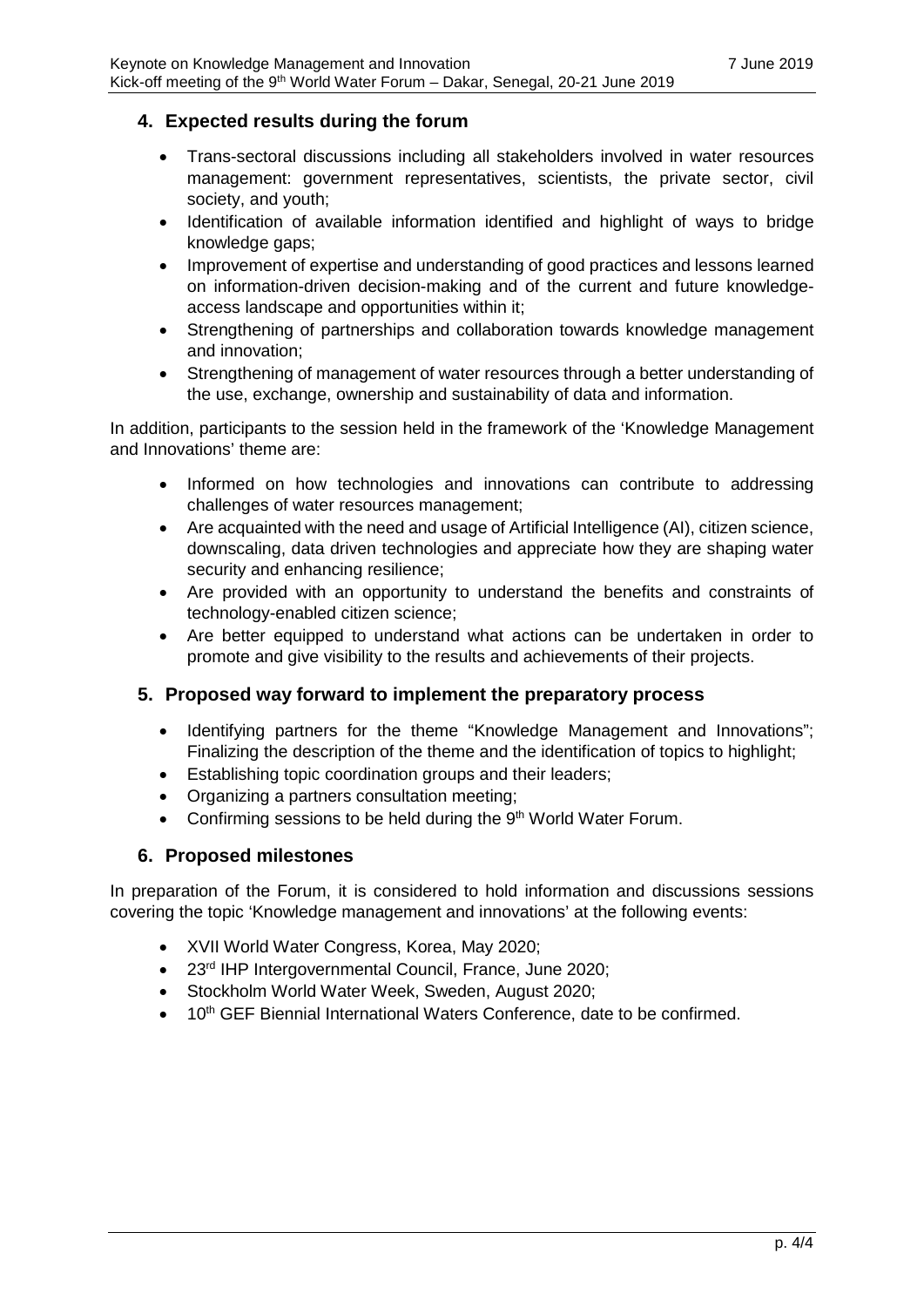## 4. Expected results during the forum

- Trans-sectoral discussions including all stakeholders involved in water resources management: government representatives, scientists, the private sector, civil society, and youth;
- Identification of available information identified and highlight of ways to bridge knowledge gaps;
- Improvement of expertise and understanding of good practices and lessons learned on information-driven decision-making and of the current and future knowledge-access landscape and opportunities within it;
- Strengthening of partnerships and collaboration towards knowledge management and innovation;
- Strengthening of management of water resources through a better understanding of the use, exchange, ownership and sustainability of data and information.

In addition, participants to the session held in the framework of the 'Knowledge Management and Innovations' theme are:

- Informed on how technologies and innovations can contribute to addressing challenges of water resources management;
- Are acquainted with the need and usage of Artificial Intelligence (AI), citizen science, downscaling, data driven technologies and appreciate how they are shaping water security and enhancing resilience;
- Are provided with an opportunity to understand the benefits and constraints of technology-enabled citizen science;
- Are better equipped to understand what actions can be undertaken in order to promote and give visibility to the results and achievements of their projects.

## 5. Proposed way forward to implement the preparatory process

- Identifying partners for the theme "Knowledge Management and Innovations"; Finalizing the description of the theme and the identification of topics to highlight;
- Establishing topic coordination groups and their leaders;
- Organizing a partners consultation meeting;
- Confirming sessions to be held during the 9th World Water Forum.

## 6. Proposed milestones

In preparation of the Forum, it is considered to hold information and discussions sessions covering the topic 'Knowledge management and innovations' at the following events:

- XVII World Water Congress, Korea, May 2020;
- 23rd IHP Intergovernmental Council, France, June 2020;
- Stockholm World Water Week, Sweden, August 2020;
- 10th GEF Biennial International Waters Conference, date to be confirmed.